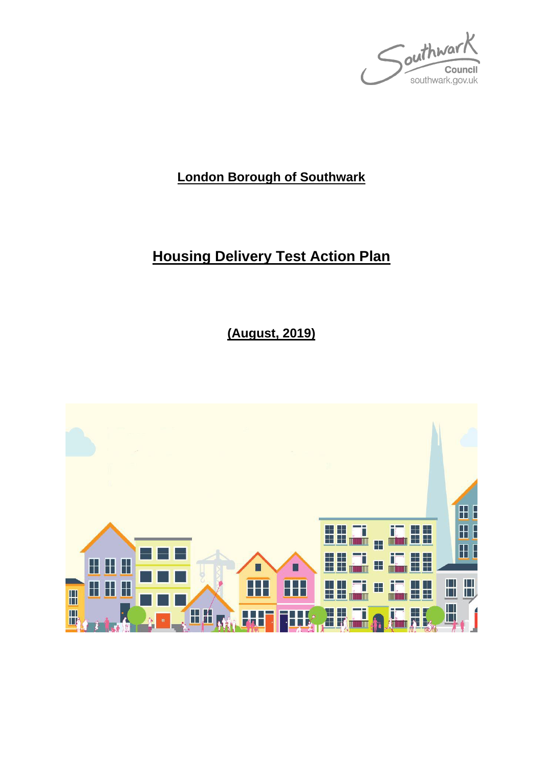# London Borough of Southwark

# Housing Delivery Test Action Plan

**(August, 2019)**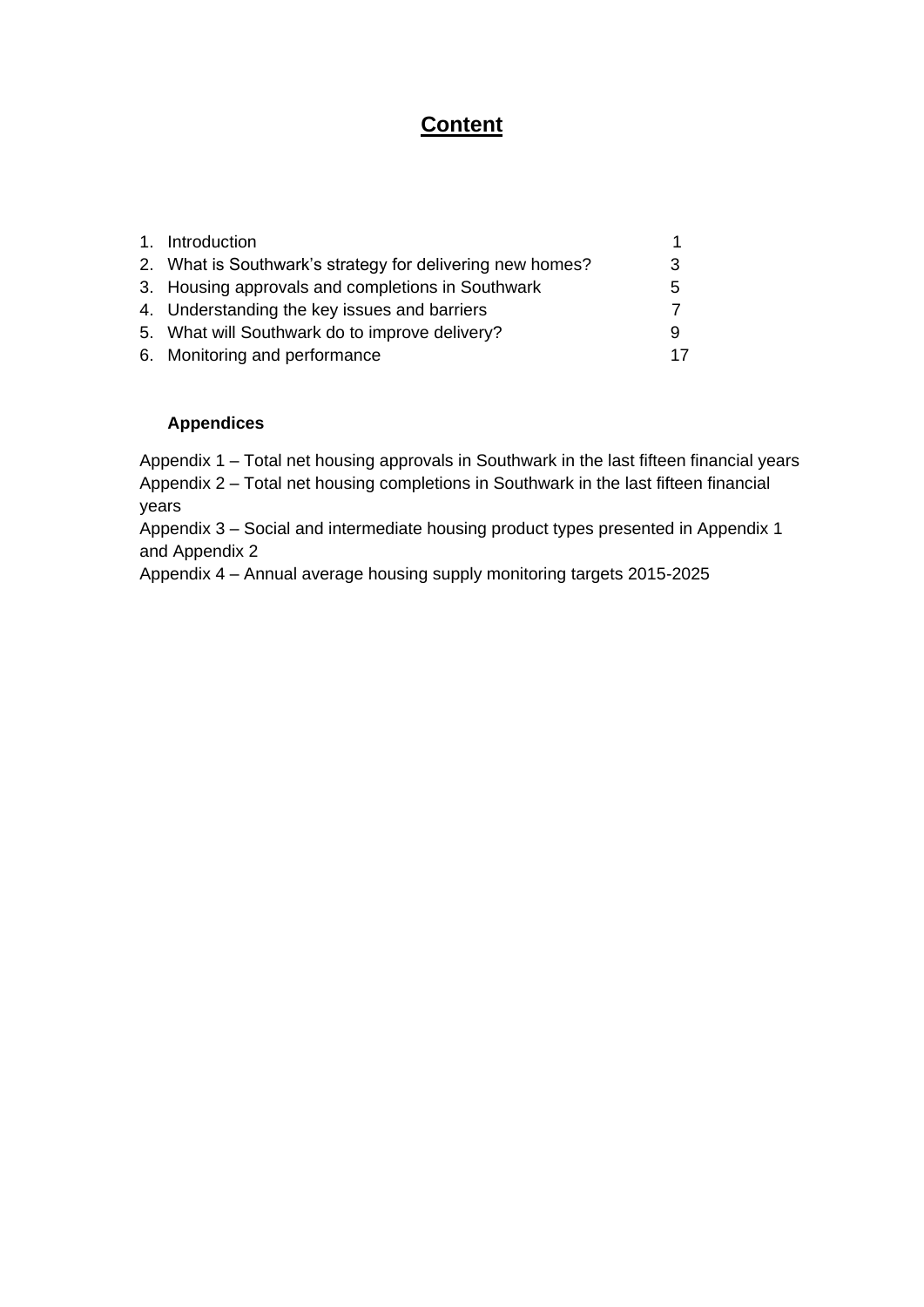# **Content**

1. Introduction 1
2. What is Southwark's strategy for delivering new homes? 3
3. Housing approvals and completions in Southwark 5
4. Understanding the key issues and barriers 7
5. What will Southwark do to improve delivery? 9
6. Monitoring and performance 17

**Appendices**

Appendix 1 – Total net housing approvals in Southwark in the last fifteen financial years
Appendix 2 – Total net housing completions in Southwark in the last fifteen financial years
Appendix 3 – Social and intermediate housing product types presented in Appendix 1 and Appendix 2
Appendix 4 – Annual average housing supply monitoring targets 2015-2025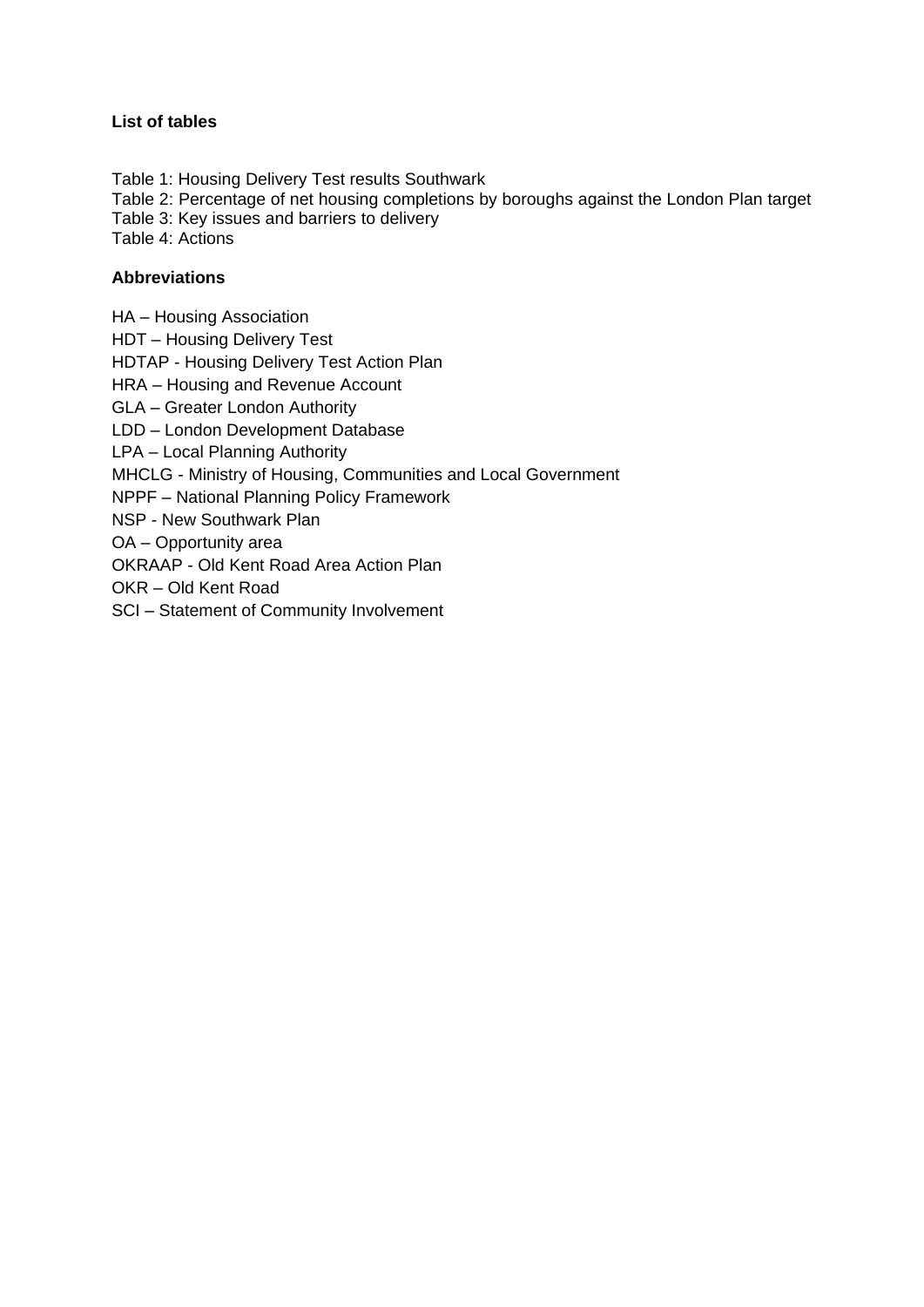**List of tables**

Table 1: Housing Delivery Test results Southwark
Table 2: Percentage of net housing completions by boroughs against the London Plan target
Table 3: Key issues and barriers to delivery
Table 4: Actions

**Abbreviations**

HA – Housing Association
HDT – Housing Delivery Test
HDTAP - Housing Delivery Test Action Plan
HRA – Housing and Revenue Account
GLA – Greater London Authority
LDD – London Development Database
LPA – Local Planning Authority
MHCLG - Ministry of Housing, Communities and Local Government
NPPF – National Planning Policy Framework
NSP - New Southwark Plan
OA – Opportunity area
OKRAAP - Old Kent Road Area Action Plan
OKR – Old Kent Road
SCI – Statement of Community Involvement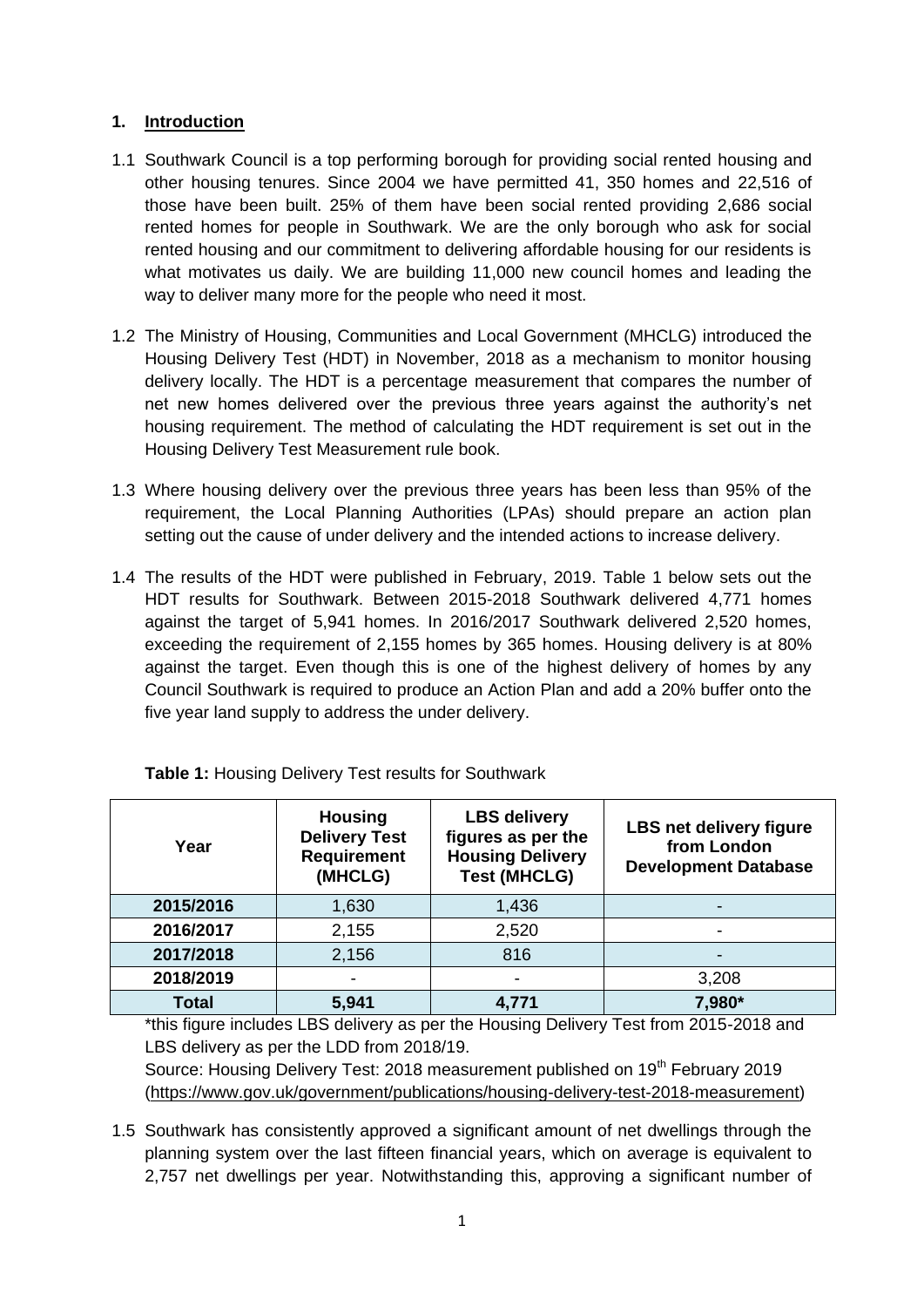## 1. Introduction

1.1 Southwark Council is a top performing borough for providing social rented housing and other housing tenures. Since 2004 we have permitted 41, 350 homes and 22,516 of those have been built. 25% of them have been social rented providing 2,686 social rented homes for people in Southwark. We are the only borough who ask for social rented housing and our commitment to delivering affordable housing for our residents is what motivates us daily. We are building 11,000 new council homes and leading the way to deliver many more for the people who need it most.

1.2 The Ministry of Housing, Communities and Local Government (MHCLG) introduced the Housing Delivery Test (HDT) in November, 2018 as a mechanism to monitor housing delivery locally. The HDT is a percentage measurement that compares the number of net new homes delivered over the previous three years against the authority's net housing requirement. The method of calculating the HDT requirement is set out in the Housing Delivery Test Measurement rule book.

1.3 Where housing delivery over the previous three years has been less than 95% of the requirement, the Local Planning Authorities (LPAs) should prepare an action plan setting out the cause of under delivery and the intended actions to increase delivery.

1.4 The results of the HDT were published in February, 2019. Table 1 below sets out the HDT results for Southwark. Between 2015-2018 Southwark delivered 4,771 homes against the target of 5,941 homes. In 2016/2017 Southwark delivered 2,520 homes, exceeding the requirement of 2,155 homes by 365 homes. Housing delivery is at 80% against the target. Even though this is one of the highest delivery of homes by any Council Southwark is required to produce an Action Plan and add a 20% buffer onto the five year land supply to address the under delivery.

**Table 1:** Housing Delivery Test results for Southwark

| Year | Housing Delivery Test Requirement (MHCLG) | LBS delivery figures as per the Housing Delivery Test (MHCLG) | LBS net delivery figure from London Development Database |
|---|---|---|---|
| **2015/2016** | 1,630 | 1,436 | - |
| **2016/2017** | 2,155 | 2,520 | - |
| **2017/2018** | 2,156 | 816 | - |
| **2018/2019** | - | - | 3,208 |
| **Total** | **5,941** | **4,771** | **7,980*** |

*this figure includes LBS delivery as per the Housing Delivery Test from 2015-2018 and LBS delivery as per the LDD from 2018/19.

Source: Housing Delivery Test: 2018 measurement published on 19th February 2019 (https://www.gov.uk/government/publications/housing-delivery-test-2018-measurement)

1.5 Southwark has consistently approved a significant amount of net dwellings through the planning system over the last fifteen financial years, which on average is equivalent to 2,757 net dwellings per year. Notwithstanding this, approving a significant number of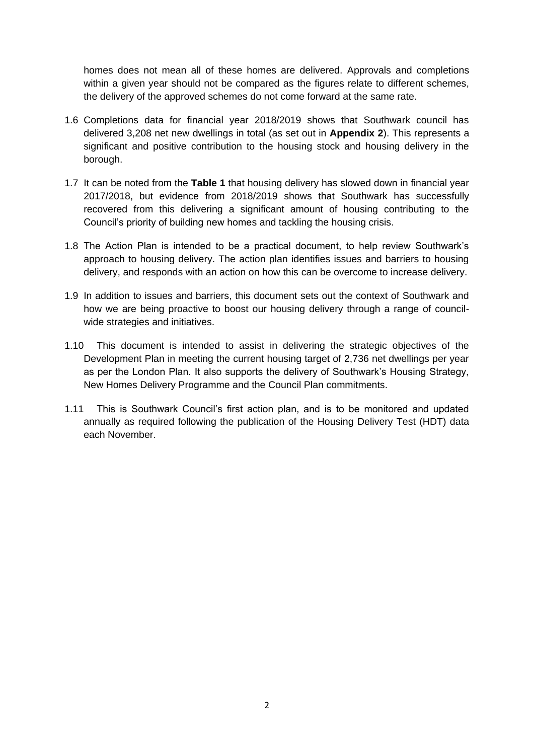homes does not mean all of these homes are delivered. Approvals and completions within a given year should not be compared as the figures relate to different schemes, the delivery of the approved schemes do not come forward at the same rate.

1.6 Completions data for financial year 2018/2019 shows that Southwark council has delivered 3,208 net new dwellings in total (as set out in **Appendix 2**). This represents a significant and positive contribution to the housing stock and housing delivery in the borough.

1.7 It can be noted from the **Table 1** that housing delivery has slowed down in financial year 2017/2018, but evidence from 2018/2019 shows that Southwark has successfully recovered from this delivering a significant amount of housing contributing to the Council's priority of building new homes and tackling the housing crisis.

1.8 The Action Plan is intended to be a practical document, to help review Southwark's approach to housing delivery. The action plan identifies issues and barriers to housing delivery, and responds with an action on how this can be overcome to increase delivery.

1.9 In addition to issues and barriers, this document sets out the context of Southwark and how we are being proactive to boost our housing delivery through a range of council-wide strategies and initiatives.

1.10 This document is intended to assist in delivering the strategic objectives of the Development Plan in meeting the current housing target of 2,736 net dwellings per year as per the London Plan. It also supports the delivery of Southwark's Housing Strategy, New Homes Delivery Programme and the Council Plan commitments.

1.11 This is Southwark Council's first action plan, and is to be monitored and updated annually as required following the publication of the Housing Delivery Test (HDT) data each November.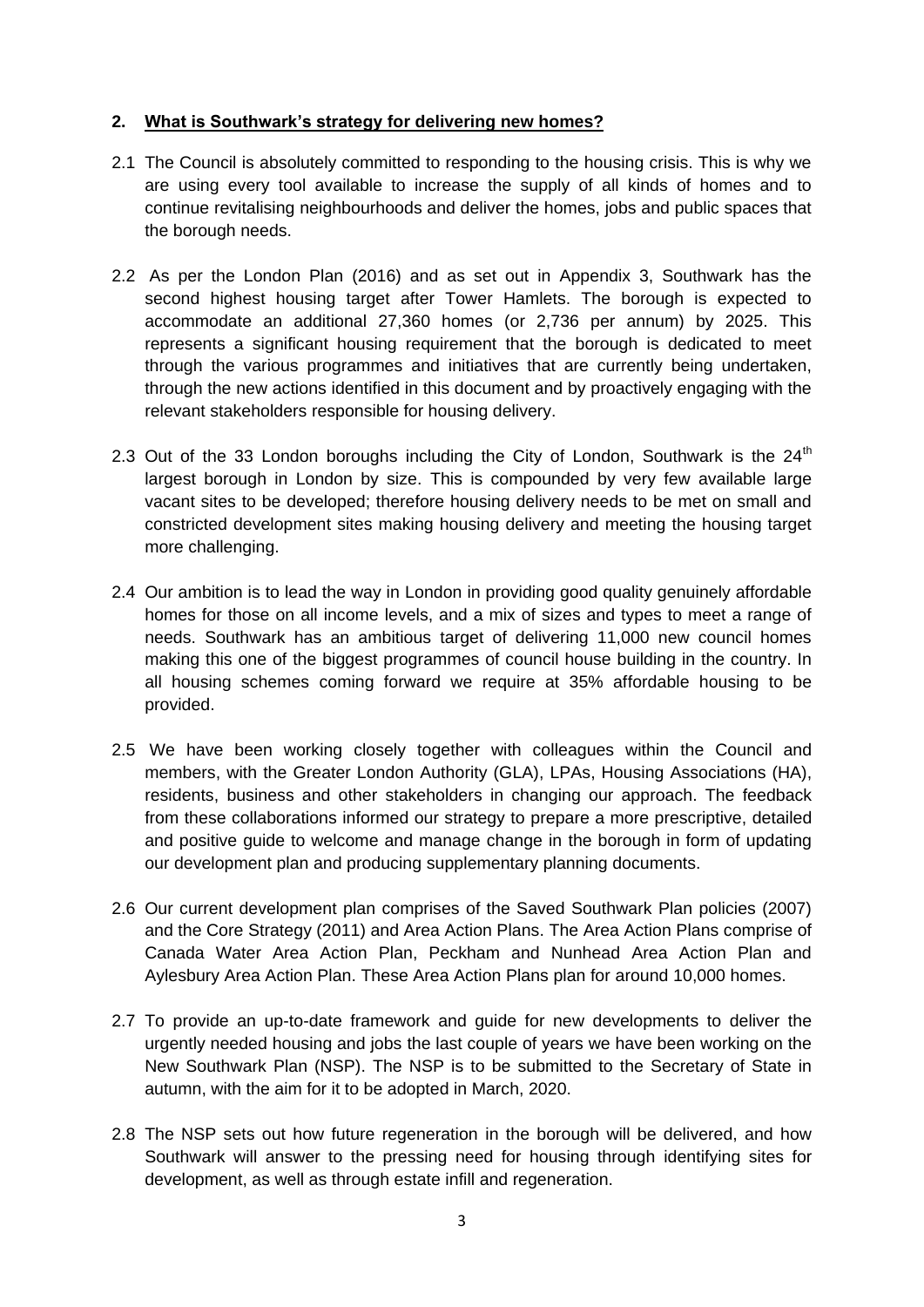## 2. What is Southwark's strategy for delivering new homes?

2.1 The Council is absolutely committed to responding to the housing crisis. This is why we are using every tool available to increase the supply of all kinds of homes and to continue revitalising neighbourhoods and deliver the homes, jobs and public spaces that the borough needs.

2.2 As per the London Plan (2016) and as set out in Appendix 3, Southwark has the second highest housing target after Tower Hamlets. The borough is expected to accommodate an additional 27,360 homes (or 2,736 per annum) by 2025. This represents a significant housing requirement that the borough is dedicated to meet through the various programmes and initiatives that are currently being undertaken, through the new actions identified in this document and by proactively engaging with the relevant stakeholders responsible for housing delivery.

2.3 Out of the 33 London boroughs including the City of London, Southwark is the 24th largest borough in London by size. This is compounded by very few available large vacant sites to be developed; therefore housing delivery needs to be met on small and constricted development sites making housing delivery and meeting the housing target more challenging.

2.4 Our ambition is to lead the way in London in providing good quality genuinely affordable homes for those on all income levels, and a mix of sizes and types to meet a range of needs. Southwark has an ambitious target of delivering 11,000 new council homes making this one of the biggest programmes of council house building in the country. In all housing schemes coming forward we require at 35% affordable housing to be provided.

2.5 We have been working closely together with colleagues within the Council and members, with the Greater London Authority (GLA), LPAs, Housing Associations (HA), residents, business and other stakeholders in changing our approach. The feedback from these collaborations informed our strategy to prepare a more prescriptive, detailed and positive guide to welcome and manage change in the borough in form of updating our development plan and producing supplementary planning documents.

2.6 Our current development plan comprises of the Saved Southwark Plan policies (2007) and the Core Strategy (2011) and Area Action Plans. The Area Action Plans comprise of Canada Water Area Action Plan, Peckham and Nunhead Area Action Plan and Aylesbury Area Action Plan. These Area Action Plans plan for around 10,000 homes.

2.7 To provide an up-to-date framework and guide for new developments to deliver the urgently needed housing and jobs the last couple of years we have been working on the New Southwark Plan (NSP). The NSP is to be submitted to the Secretary of State in autumn, with the aim for it to be adopted in March, 2020.

2.8 The NSP sets out how future regeneration in the borough will be delivered, and how Southwark will answer to the pressing need for housing through identifying sites for development, as well as through estate infill and regeneration.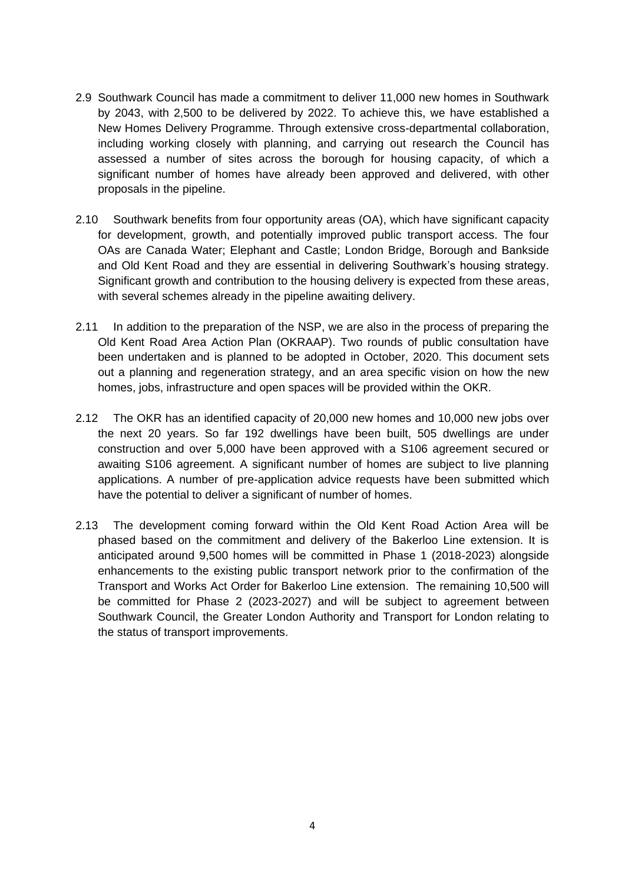2.9 Southwark Council has made a commitment to deliver 11,000 new homes in Southwark by 2043, with 2,500 to be delivered by 2022. To achieve this, we have established a New Homes Delivery Programme. Through extensive cross-departmental collaboration, including working closely with planning, and carrying out research the Council has assessed a number of sites across the borough for housing capacity, of which a significant number of homes have already been approved and delivered, with other proposals in the pipeline.

2.10 Southwark benefits from four opportunity areas (OA), which have significant capacity for development, growth, and potentially improved public transport access. The four OAs are Canada Water; Elephant and Castle; London Bridge, Borough and Bankside and Old Kent Road and they are essential in delivering Southwark's housing strategy. Significant growth and contribution to the housing delivery is expected from these areas, with several schemes already in the pipeline awaiting delivery.

2.11 In addition to the preparation of the NSP, we are also in the process of preparing the Old Kent Road Area Action Plan (OKRAAP). Two rounds of public consultation have been undertaken and is planned to be adopted in October, 2020. This document sets out a planning and regeneration strategy, and an area specific vision on how the new homes, jobs, infrastructure and open spaces will be provided within the OKR.

2.12 The OKR has an identified capacity of 20,000 new homes and 10,000 new jobs over the next 20 years. So far 192 dwellings have been built, 505 dwellings are under construction and over 5,000 have been approved with a S106 agreement secured or awaiting S106 agreement. A significant number of homes are subject to live planning applications. A number of pre-application advice requests have been submitted which have the potential to deliver a significant of number of homes.

2.13 The development coming forward within the Old Kent Road Action Area will be phased based on the commitment and delivery of the Bakerloo Line extension. It is anticipated around 9,500 homes will be committed in Phase 1 (2018-2023) alongside enhancements to the existing public transport network prior to the confirmation of the Transport and Works Act Order for Bakerloo Line extension. The remaining 10,500 will be committed for Phase 2 (2023-2027) and will be subject to agreement between Southwark Council, the Greater London Authority and Transport for London relating to the status of transport improvements.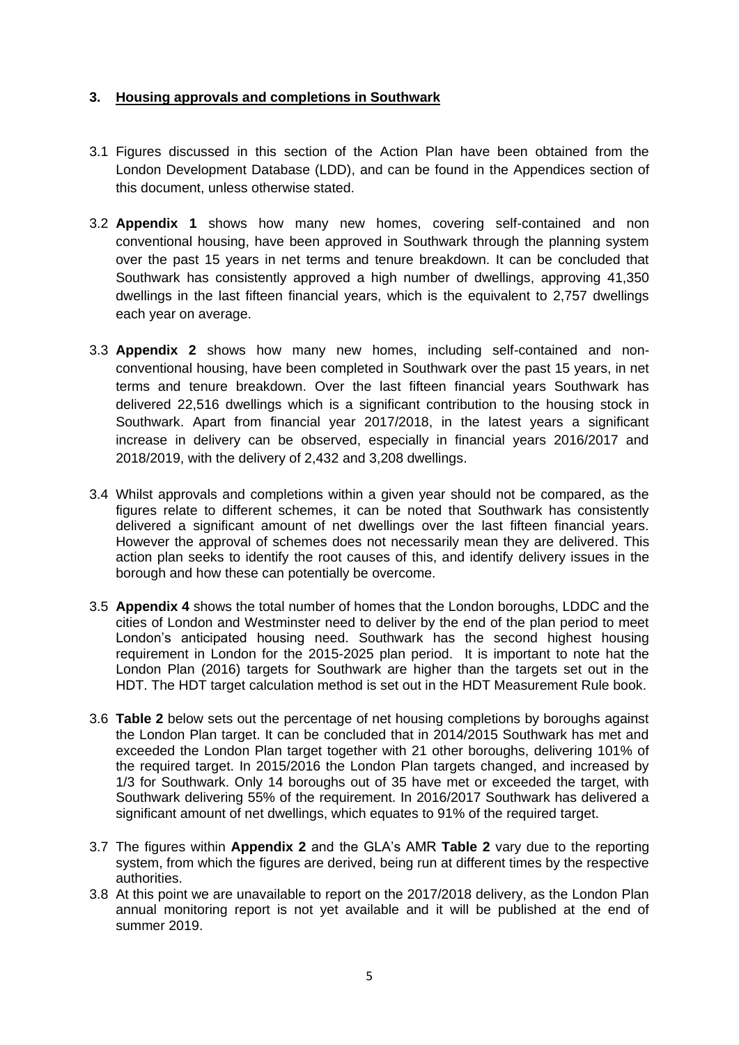## 3. <u>Housing approvals and completions in Southwark</u>

3.1 Figures discussed in this section of the Action Plan have been obtained from the London Development Database (LDD), and can be found in the Appendices section of this document, unless otherwise stated.

3.2 **Appendix 1** shows how many new homes, covering self-contained and non conventional housing, have been approved in Southwark through the planning system over the past 15 years in net terms and tenure breakdown. It can be concluded that Southwark has consistently approved a high number of dwellings, approving 41,350 dwellings in the last fifteen financial years, which is the equivalent to 2,757 dwellings each year on average.

3.3 **Appendix 2** shows how many new homes, including self-contained and non-conventional housing, have been completed in Southwark over the past 15 years, in net terms and tenure breakdown. Over the last fifteen financial years Southwark has delivered 22,516 dwellings which is a significant contribution to the housing stock in Southwark. Apart from financial year 2017/2018, in the latest years a significant increase in delivery can be observed, especially in financial years 2016/2017 and 2018/2019, with the delivery of 2,432 and 3,208 dwellings.

3.4 Whilst approvals and completions within a given year should not be compared, as the figures relate to different schemes, it can be noted that Southwark has consistently delivered a significant amount of net dwellings over the last fifteen financial years. However the approval of schemes does not necessarily mean they are delivered. This action plan seeks to identify the root causes of this, and identify delivery issues in the borough and how these can potentially be overcome.

3.5 **Appendix 4** shows the total number of homes that the London boroughs, LDDC and the cities of London and Westminster need to deliver by the end of the plan period to meet London's anticipated housing need. Southwark has the second highest housing requirement in London for the 2015-2025 plan period. It is important to note hat the London Plan (2016) targets for Southwark are higher than the targets set out in the HDT. The HDT target calculation method is set out in the HDT Measurement Rule book.

3.6 **Table 2** below sets out the percentage of net housing completions by boroughs against the London Plan target. It can be concluded that in 2014/2015 Southwark has met and exceeded the London Plan target together with 21 other boroughs, delivering 101% of the required target. In 2015/2016 the London Plan targets changed, and increased by 1/3 for Southwark. Only 14 boroughs out of 35 have met or exceeded the target, with Southwark delivering 55% of the requirement. In 2016/2017 Southwark has delivered a significant amount of net dwellings, which equates to 91% of the required target.

3.7 The figures within **Appendix 2** and the GLA's AMR **Table 2** vary due to the reporting system, from which the figures are derived, being run at different times by the respective authorities.

3.8 At this point we are unavailable to report on the 2017/2018 delivery, as the London Plan annual monitoring report is not yet available and it will be published at the end of summer 2019.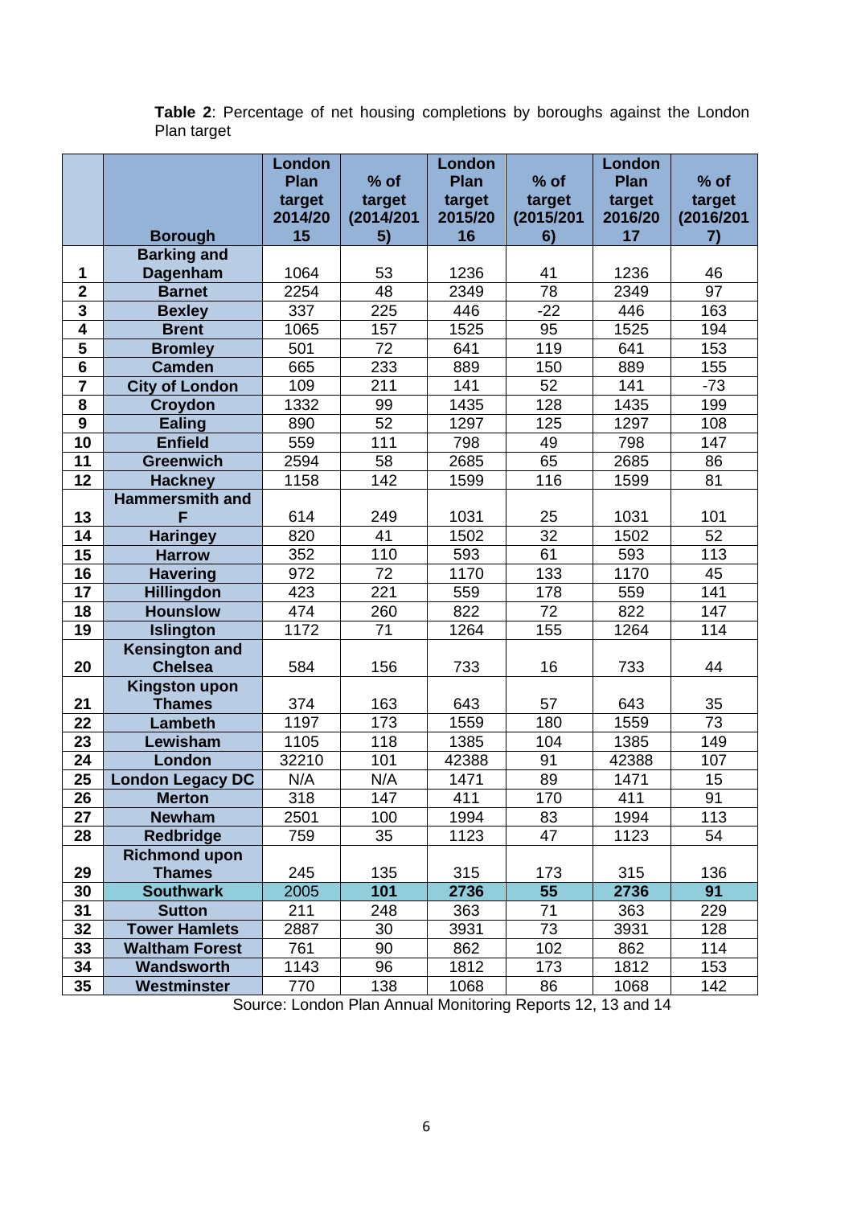**Table 2**: Percentage of net housing completions by boroughs against the London Plan target

| | Borough | London Plan target 2014/2015 | % of target (2014/2015) | London Plan target 2015/2016 | % of target (2015/2016) | London Plan target 2016/2017 | % of target (2016/2017) |
|---|---|---|---|---|---|---|---|
| 1 | Barking and Dagenham | 1064 | 53 | 1236 | 41 | 1236 | 46 |
| 2 | Barnet | 2254 | 48 | 2349 | 78 | 2349 | 97 |
| 3 | Bexley | 337 | 225 | 446 | -22 | 446 | 163 |
| 4 | Brent | 1065 | 157 | 1525 | 95 | 1525 | 194 |
| 5 | Bromley | 501 | 72 | 641 | 119 | 641 | 153 |
| 6 | Camden | 665 | 233 | 889 | 150 | 889 | 155 |
| 7 | City of London | 109 | 211 | 141 | 52 | 141 | -73 |
| 8 | Croydon | 1332 | 99 | 1435 | 128 | 1435 | 199 |
| 9 | Ealing | 890 | 52 | 1297 | 125 | 1297 | 108 |
| 10 | Enfield | 559 | 111 | 798 | 49 | 798 | 147 |
| 11 | Greenwich | 2594 | 58 | 2685 | 65 | 2685 | 86 |
| 12 | Hackney | 1158 | 142 | 1599 | 116 | 1599 | 81 |
| 13 | Hammersmith and F | 614 | 249 | 1031 | 25 | 1031 | 101 |
| 14 | Haringey | 820 | 41 | 1502 | 32 | 1502 | 52 |
| 15 | Harrow | 352 | 110 | 593 | 61 | 593 | 113 |
| 16 | Havering | 972 | 72 | 1170 | 133 | 1170 | 45 |
| 17 | Hillingdon | 423 | 221 | 559 | 178 | 559 | 141 |
| 18 | Hounslow | 474 | 260 | 822 | 72 | 822 | 147 |
| 19 | Islington | 1172 | 71 | 1264 | 155 | 1264 | 114 |
| 20 | Kensington and Chelsea | 584 | 156 | 733 | 16 | 733 | 44 |
| 21 | Kingston upon Thames | 374 | 163 | 643 | 57 | 643 | 35 |
| 22 | Lambeth | 1197 | 173 | 1559 | 180 | 1559 | 73 |
| 23 | Lewisham | 1105 | 118 | 1385 | 104 | 1385 | 149 |
| 24 | London | 32210 | 101 | 42388 | 91 | 42388 | 107 |
| 25 | London Legacy DC | N/A | N/A | 1471 | 89 | 1471 | 15 |
| 26 | Merton | 318 | 147 | 411 | 170 | 411 | 91 |
| 27 | Newham | 2501 | 100 | 1994 | 83 | 1994 | 113 |
| 28 | Redbridge | 759 | 35 | 1123 | 47 | 1123 | 54 |
| 29 | Richmond upon Thames | 245 | 135 | 315 | 173 | 315 | 136 |
| 30 | **Southwark** | 2005 | **101** | **2736** | **55** | **2736** | **91** |
| 31 | Sutton | 211 | 248 | 363 | 71 | 363 | 229 |
| 32 | Tower Hamlets | 2887 | 30 | 3931 | 73 | 3931 | 128 |
| 33 | Waltham Forest | 761 | 90 | 862 | 102 | 862 | 114 |
| 34 | Wandsworth | 1143 | 96 | 1812 | 173 | 1812 | 153 |
| 35 | Westminster | 770 | 138 | 1068 | 86 | 1068 | 142 |

Source: London Plan Annual Monitoring Reports 12, 13 and 14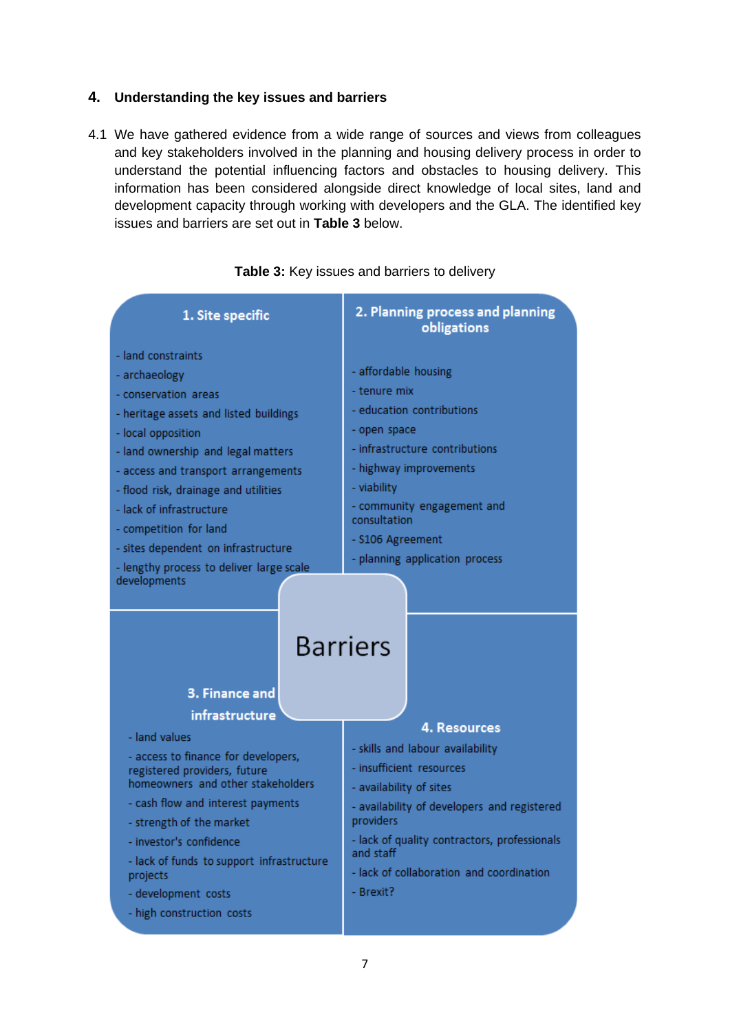## 4. Understanding the key issues and barriers

4.1 We have gathered evidence from a wide range of sources and views from colleagues and key stakeholders involved in the planning and housing delivery process in order to understand the potential influencing factors and obstacles to housing delivery. This information has been considered alongside direct knowledge of local sites, land and development capacity through working with developers and the GLA. The identified key issues and barriers are set out in **Table 3** below.

**Table 3:** Key issues and barriers to delivery

**Barriers**

**1. Site specific**

- land constraints
- archaeology
- conservation areas
- heritage assets and listed buildings
- local opposition
- land ownership and legal matters
- access and transport arrangements
- flood risk, drainage and utilities
- lack of infrastructure
- competition for land
- sites dependent on infrastructure
- lengthy process to deliver large scale developments

**2. Planning process and planning obligations**

- affordable housing
- tenure mix
- education contributions
- open space
- infrastructure contributions
- highway improvements
- viability
- community engagement and consultation
- S106 Agreement
- planning application process

**3. Finance and infrastructure**

- land values
- access to finance for developers, registered providers, future homeowners and other stakeholders
- cash flow and interest payments
- strength of the market
- investor's confidence
- lack of funds to support infrastructure projects
- development costs
- high construction costs

**4. Resources**

- skills and labour availability
- insufficient resources
- availability of sites
- availability of developers and registered providers
- lack of quality contractors, professionals and staff
- lack of collaboration and coordination
- Brexit?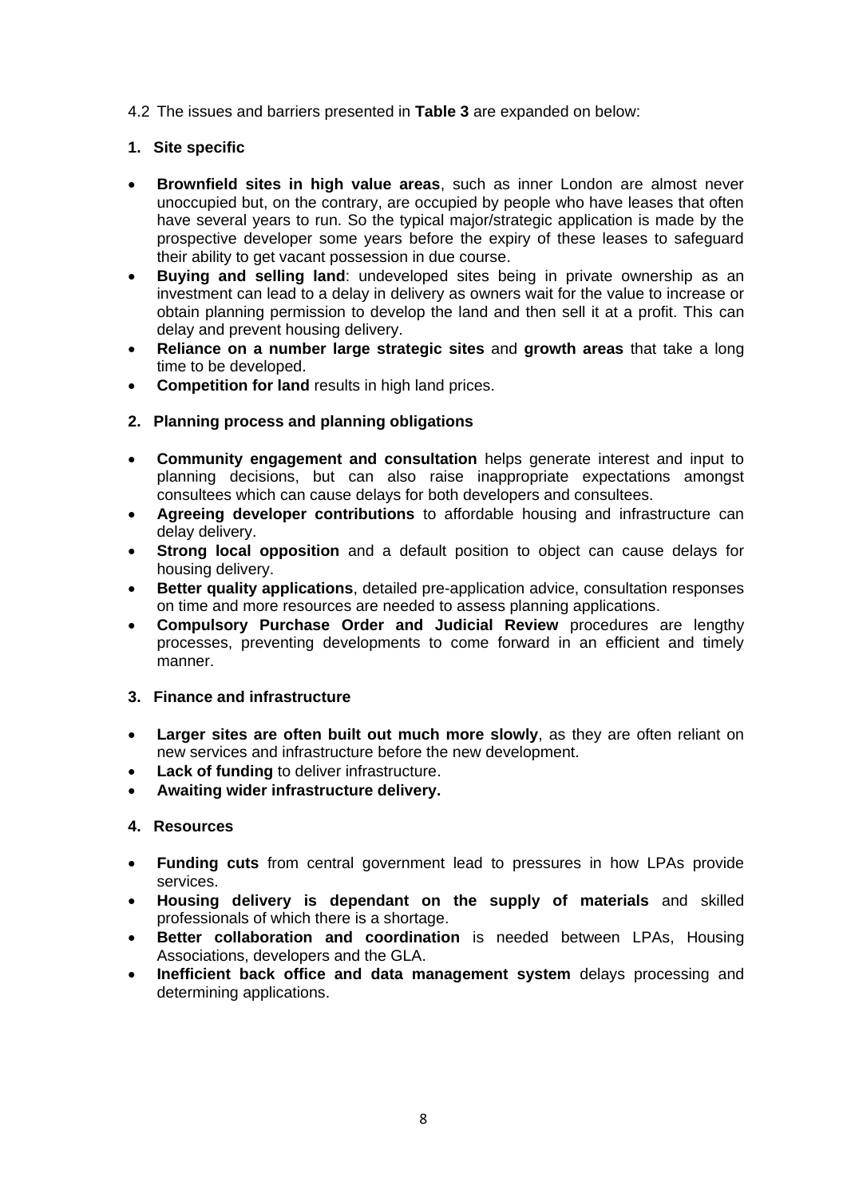4.2 The issues and barriers presented in **Table 3** are expanded on below:

**1. Site specific**

- **Brownfield sites in high value areas**, such as inner London are almost never unoccupied but, on the contrary, are occupied by people who have leases that often have several years to run. So the typical major/strategic application is made by the prospective developer some years before the expiry of these leases to safeguard their ability to get vacant possession in due course.
- **Buying and selling land**: undeveloped sites being in private ownership as an investment can lead to a delay in delivery as owners wait for the value to increase or obtain planning permission to develop the land and then sell it at a profit. This can delay and prevent housing delivery.
- **Reliance on a number large strategic sites** and **growth areas** that take a long time to be developed.
- **Competition for land** results in high land prices.

**2. Planning process and planning obligations**

- **Community engagement and consultation** helps generate interest and input to planning decisions, but can also raise inappropriate expectations amongst consultees which can cause delays for both developers and consultees.
- **Agreeing developer contributions** to affordable housing and infrastructure can delay delivery.
- **Strong local opposition** and a default position to object can cause delays for housing delivery.
- **Better quality applications**, detailed pre-application advice, consultation responses on time and more resources are needed to assess planning applications.
- **Compulsory Purchase Order and Judicial Review** procedures are lengthy processes, preventing developments to come forward in an efficient and timely manner.

**3. Finance and infrastructure**

- **Larger sites are often built out much more slowly**, as they are often reliant on new services and infrastructure before the new development.
- **Lack of funding** to deliver infrastructure.
- **Awaiting wider infrastructure delivery.**

**4. Resources**

- **Funding cuts** from central government lead to pressures in how LPAs provide services.
- **Housing delivery is dependant on the supply of materials** and skilled professionals of which there is a shortage.
- **Better collaboration and coordination** is needed between LPAs, Housing Associations, developers and the GLA.
- **Inefficient back office and data management system** delays processing and determining applications.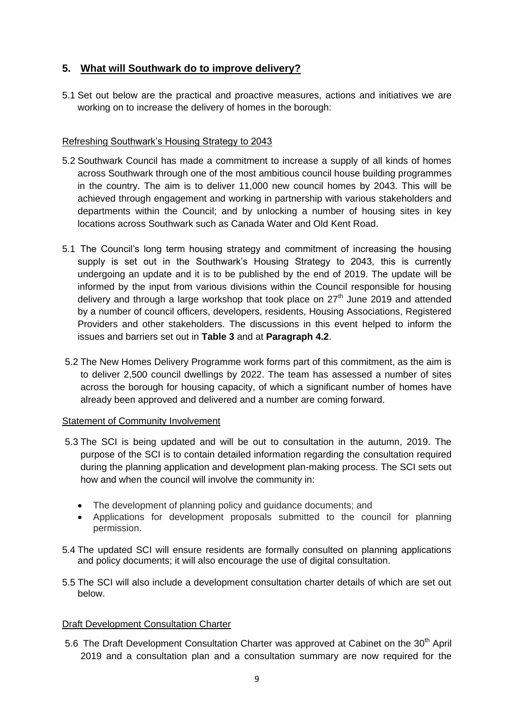## 5. What will Southwark do to improve delivery?

5.1 Set out below are the practical and proactive measures, actions and initiatives we are working on to increase the delivery of homes in the borough:

Refreshing Southwark's Housing Strategy to 2043

5.2 Southwark Council has made a commitment to increase a supply of all kinds of homes across Southwark through one of the most ambitious council house building programmes in the country. The aim is to deliver 11,000 new council homes by 2043. This will be achieved through engagement and working in partnership with various stakeholders and departments within the Council; and by unlocking a number of housing sites in key locations across Southwark such as Canada Water and Old Kent Road.

5.1 The Council's long term housing strategy and commitment of increasing the housing supply is set out in the Southwark's Housing Strategy to 2043, this is currently undergoing an update and it is to be published by the end of 2019. The update will be informed by the input from various divisions within the Council responsible for housing delivery and through a large workshop that took place on 27th June 2019 and attended by a number of council officers, developers, residents, Housing Associations, Registered Providers and other stakeholders. The discussions in this event helped to inform the issues and barriers set out in **Table 3** and at **Paragraph 4.2**.

5.2 The New Homes Delivery Programme work forms part of this commitment, as the aim is to deliver 2,500 council dwellings by 2022. The team has assessed a number of sites across the borough for housing capacity, of which a significant number of homes have already been approved and delivered and a number are coming forward.

Statement of Community Involvement

5.3 The SCI is being updated and will be out to consultation in the autumn, 2019. The purpose of the SCI is to contain detailed information regarding the consultation required during the planning application and development plan-making process. The SCI sets out how and when the council will involve the community in:

- The development of planning policy and guidance documents; and
- Applications for development proposals submitted to the council for planning permission.

5.4 The updated SCI will ensure residents are formally consulted on planning applications and policy documents; it will also encourage the use of digital consultation.

5.5 The SCI will also include a development consultation charter details of which are set out below.

Draft Development Consultation Charter

5.6 The Draft Development Consultation Charter was approved at Cabinet on the 30th April 2019 and a consultation plan and a consultation summary are now required for the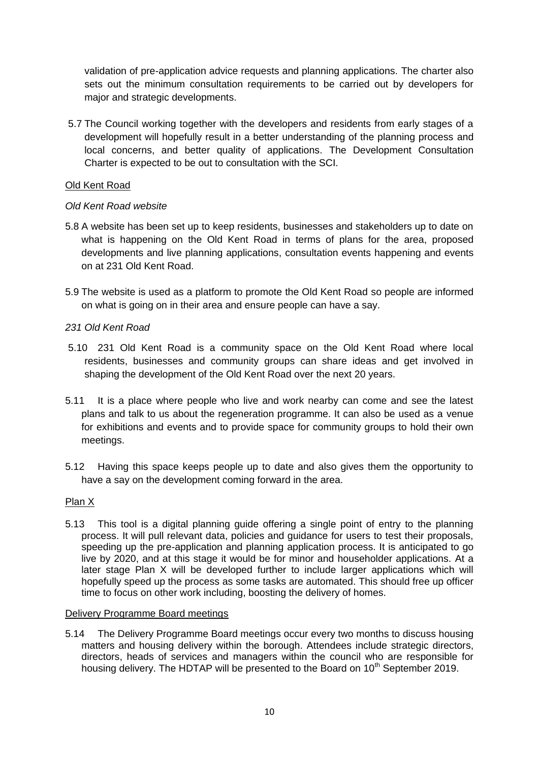validation of pre-application advice requests and planning applications. The charter also sets out the minimum consultation requirements to be carried out by developers for major and strategic developments.

5.7 The Council working together with the developers and residents from early stages of a development will hopefully result in a better understanding of the planning process and local concerns, and better quality of applications. The Development Consultation Charter is expected to be out to consultation with the SCI.

<u>Old Kent Road</u>

*Old Kent Road website*

5.8 A website has been set up to keep residents, businesses and stakeholders up to date on what is happening on the Old Kent Road in terms of plans for the area, proposed developments and live planning applications, consultation events happening and events on at 231 Old Kent Road.

5.9 The website is used as a platform to promote the Old Kent Road so people are informed on what is going on in their area and ensure people can have a say.

*231 Old Kent Road*

5.10 231 Old Kent Road is a community space on the Old Kent Road where local residents, businesses and community groups can share ideas and get involved in shaping the development of the Old Kent Road over the next 20 years.

5.11 It is a place where people who live and work nearby can come and see the latest plans and talk to us about the regeneration programme. It can also be used as a venue for exhibitions and events and to provide space for community groups to hold their own meetings.

5.12 Having this space keeps people up to date and also gives them the opportunity to have a say on the development coming forward in the area.

<u>Plan X</u>

5.13 This tool is a digital planning guide offering a single point of entry to the planning process. It will pull relevant data, policies and guidance for users to test their proposals, speeding up the pre-application and planning application process. It is anticipated to go live by 2020, and at this stage it would be for minor and householder applications. At a later stage Plan X will be developed further to include larger applications which will hopefully speed up the process as some tasks are automated. This should free up officer time to focus on other work including, boosting the delivery of homes.

<u>Delivery Programme Board meetings</u>

5.14 The Delivery Programme Board meetings occur every two months to discuss housing matters and housing delivery within the borough. Attendees include strategic directors, directors, heads of services and managers within the council who are responsible for housing delivery. The HDTAP will be presented to the Board on 10th September 2019.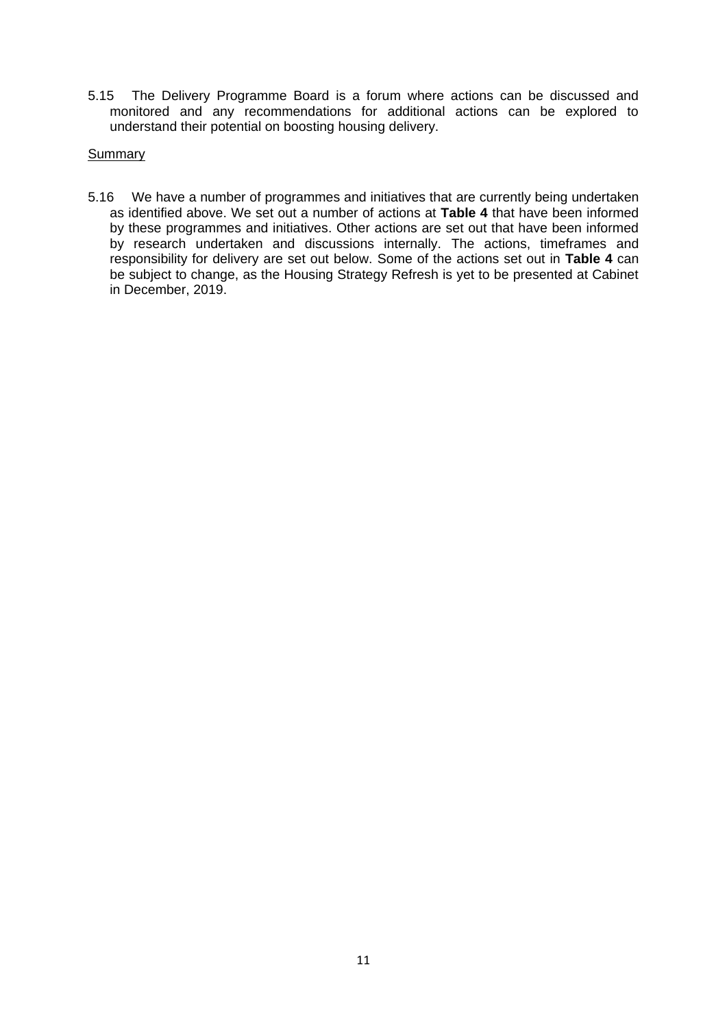5.15 The Delivery Programme Board is a forum where actions can be discussed and monitored and any recommendations for additional actions can be explored to understand their potential on boosting housing delivery.

<u>Summary</u>

5.16 We have a number of programmes and initiatives that are currently being undertaken as identified above. We set out a number of actions at **Table 4** that have been informed by these programmes and initiatives. Other actions are set out that have been informed by research undertaken and discussions internally. The actions, timeframes and responsibility for delivery are set out below. Some of the actions set out in **Table 4** can be subject to change, as the Housing Strategy Refresh is yet to be presented at Cabinet in December, 2019.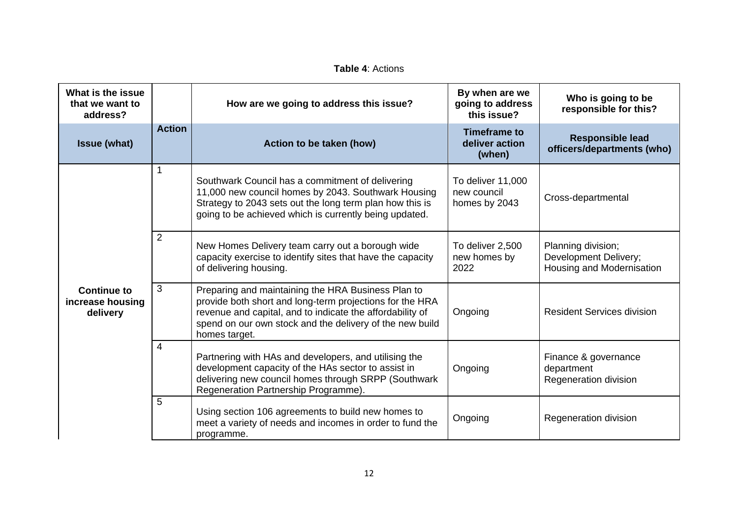**Table 4**: Actions

| What is the issue that we want to address? | | How are we going to address this issue? | By when are we going to address this issue? | Who is going to be responsible for this? |
|---|---|---|---|---|
| **Issue (what)** | **Action** | **Action to be taken (how)** | **Timeframe to deliver action (when)** | **Responsible lead officers/departments (who)** |
| **Continue to increase housing delivery** | 1 | Southwark Council has a commitment of delivering 11,000 new council homes by 2043. Southwark Housing Strategy to 2043 sets out the long term plan how this is going to be achieved which is currently being updated. | To deliver 11,000 new council homes by 2043 | Cross-departmental |
| | 2 | New Homes Delivery team carry out a borough wide capacity exercise to identify sites that have the capacity of delivering housing. | To deliver 2,500 new homes by 2022 | Planning division; Development Delivery; Housing and Modernisation |
| | 3 | Preparing and maintaining the HRA Business Plan to provide both short and long-term projections for the HRA revenue and capital, and to indicate the affordability of spend on our own stock and the delivery of the new build homes target. | Ongoing | Resident Services division |
| | 4 | Partnering with HAs and developers, and utilising the development capacity of the HAs sector to assist in delivering new council homes through SRPP (Southwark Regeneration Partnership Programme). | Ongoing | Finance & governance department Regeneration division |
| | 5 | Using section 106 agreements to build new homes to meet a variety of needs and incomes in order to fund the programme. | Ongoing | Regeneration division |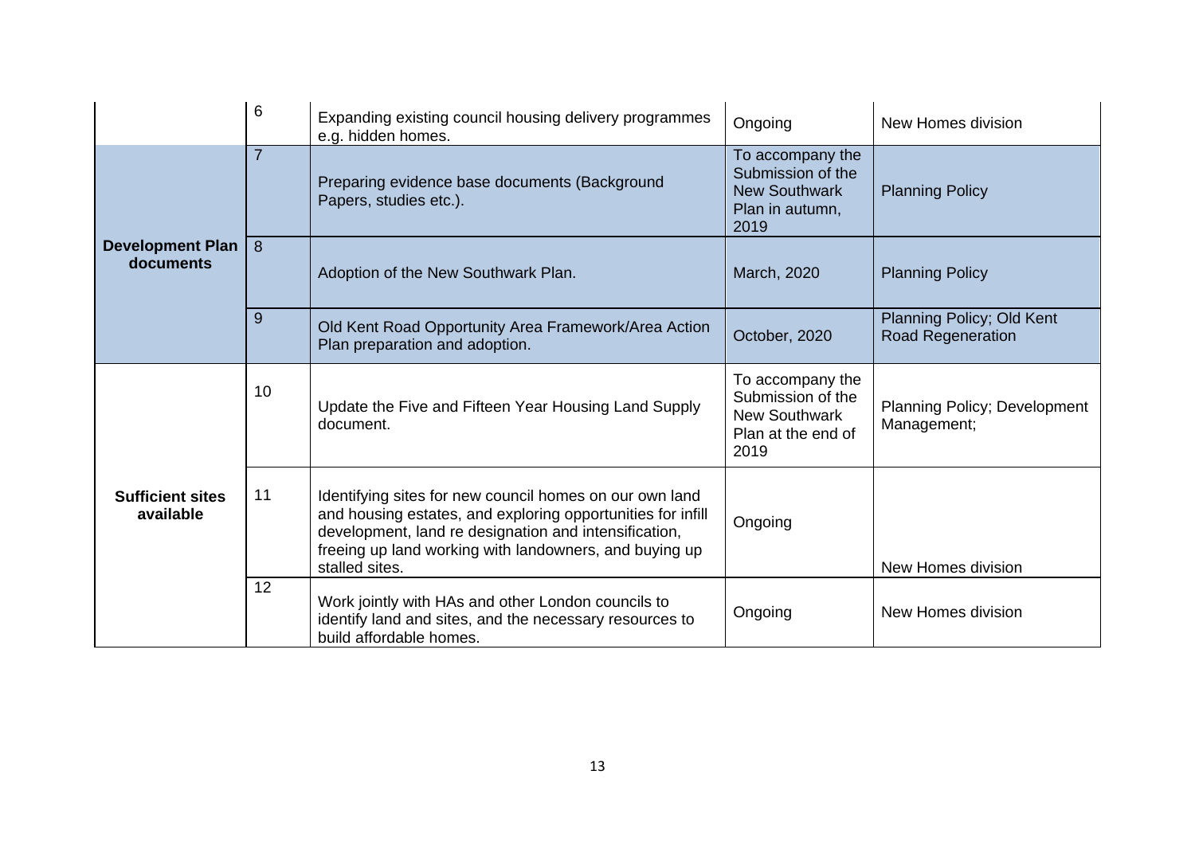| | | | | |
|---|---|---|---|---|
| | 6 | Expanding existing council housing delivery programmes e.g. hidden homes. | Ongoing | New Homes division |
| **Development Plan documents** | 7 | Preparing evidence base documents (Background Papers, studies etc.). | To accompany the Submission of the New Southwark Plan in autumn, 2019 | Planning Policy |
| | 8 | Adoption of the New Southwark Plan. | March, 2020 | Planning Policy |
| | 9 | Old Kent Road Opportunity Area Framework/Area Action Plan preparation and adoption. | October, 2020 | Planning Policy; Old Kent Road Regeneration |
| **Sufficient sites available** | 10 | Update the Five and Fifteen Year Housing Land Supply document. | To accompany the Submission of the New Southwark Plan at the end of 2019 | Planning Policy; Development Management; |
| | 11 | Identifying sites for new council homes on our own land and housing estates, and exploring opportunities for infill development, land re designation and intensification, freeing up land working with landowners, and buying up stalled sites. | Ongoing | New Homes division |
| | 12 | Work jointly with HAs and other London councils to identify land and sites, and the necessary resources to build affordable homes. | Ongoing | New Homes division |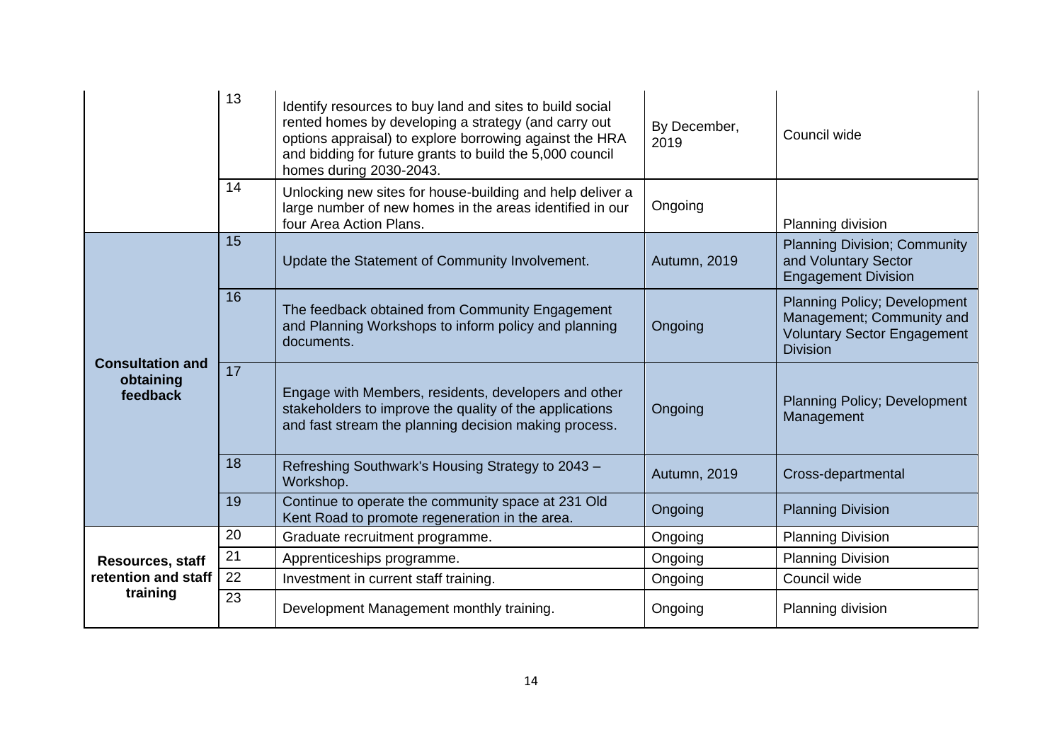| | | | | |
|---|---|---|---|---|
| | 13 | Identify resources to buy land and sites to build social rented homes by developing a strategy (and carry out options appraisal) to explore borrowing against the HRA and bidding for future grants to build the 5,000 council homes during 2030-2043. | By December, 2019 | Council wide |
| | 14 | Unlocking new sites for house-building and help deliver a large number of new homes in the areas identified in our four Area Action Plans. | Ongoing | Planning division |
| **Consultation and obtaining feedback** | 15 | Update the Statement of Community Involvement. | Autumn, 2019 | Planning Division; Community and Voluntary Sector Engagement Division |
| | 16 | The feedback obtained from Community Engagement and Planning Workshops to inform policy and planning documents. | Ongoing | Planning Policy; Development Management; Community and Voluntary Sector Engagement Division |
| | 17 | Engage with Members, residents, developers and other stakeholders to improve the quality of the applications and fast stream the planning decision making process. | Ongoing | Planning Policy; Development Management |
| | 18 | Refreshing Southwark's Housing Strategy to 2043 – Workshop. | Autumn, 2019 | Cross-departmental |
| | 19 | Continue to operate the community space at 231 Old Kent Road to promote regeneration in the area. | Ongoing | Planning Division |
| **Resources, staff retention and staff training** | 20 | Graduate recruitment programme. | Ongoing | Planning Division |
| | 21 | Apprenticeships programme. | Ongoing | Planning Division |
| | 22 | Investment in current staff training. | Ongoing | Council wide |
| | 23 | Development Management monthly training. | Ongoing | Planning division |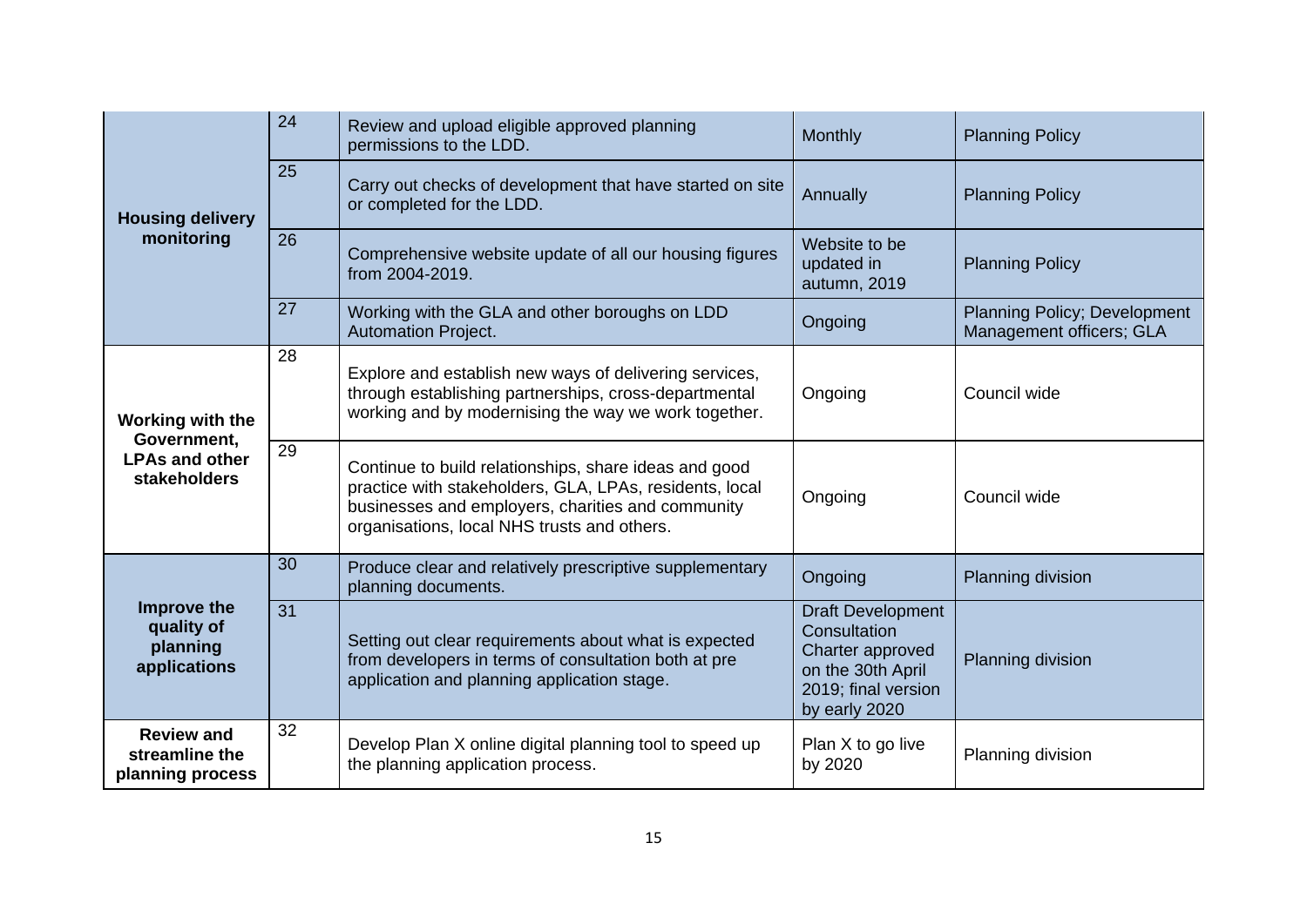| | | | | |
|---|---|---|---|---|
| **Housing delivery monitoring** | 24 | Review and upload eligible approved planning permissions to the LDD. | Monthly | Planning Policy |
| | 25 | Carry out checks of development that have started on site or completed for the LDD. | Annually | Planning Policy |
| | 26 | Comprehensive website update of all our housing figures from 2004-2019. | Website to be updated in autumn, 2019 | Planning Policy |
| | 27 | Working with the GLA and other boroughs on LDD Automation Project. | Ongoing | Planning Policy; Development Management officers; GLA |
| **Working with the Government, LPAs and other stakeholders** | 28 | Explore and establish new ways of delivering services, through establishing partnerships, cross-departmental working and by modernising the way we work together. | Ongoing | Council wide |
| | 29 | Continue to build relationships, share ideas and good practice with stakeholders, GLA, LPAs, residents, local businesses and employers, charities and community organisations, local NHS trusts and others. | Ongoing | Council wide |
| **Improve the quality of planning applications** | 30 | Produce clear and relatively prescriptive supplementary planning documents. | Ongoing | Planning division |
| | 31 | Setting out clear requirements about what is expected from developers in terms of consultation both at pre application and planning application stage. | Draft Development Consultation Charter approved on the 30th April 2019; final version by early 2020 | Planning division |
| **Review and streamline the planning process** | 32 | Develop Plan X online digital planning tool to speed up the planning application process. | Plan X to go live by 2020 | Planning division |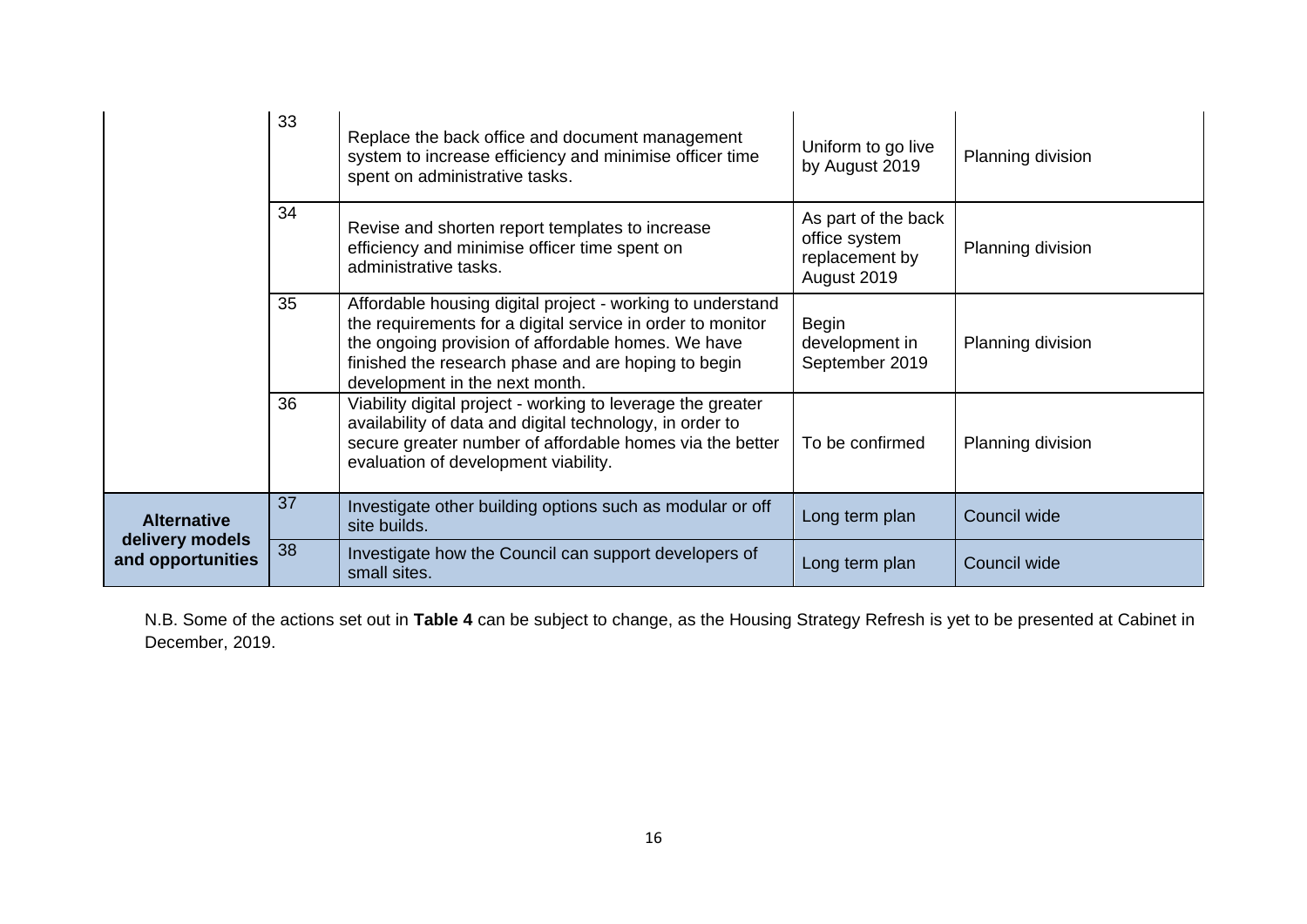|  |  |  |  |  |
|---|---|---|---|---|
|  | 33 | Replace the back office and document management system to increase efficiency and minimise officer time spent on administrative tasks. | Uniform to go live by August 2019 | Planning division |
|  | 34 | Revise and shorten report templates to increase efficiency and minimise officer time spent on administrative tasks. | As part of the back office system replacement by August 2019 | Planning division |
|  | 35 | Affordable housing digital project - working to understand the requirements for a digital service in order to monitor the ongoing provision of affordable homes. We have finished the research phase and are hoping to begin development in the next month. | Begin development in September 2019 | Planning division |
|  | 36 | Viability digital project - working to leverage the greater availability of data and digital technology, in order to secure greater number of affordable homes via the better evaluation of development viability. | To be confirmed | Planning division |
| **Alternative delivery models and opportunities** | 37 | Investigate other building options such as modular or off site builds. | Long term plan | Council wide |
|  | 38 | Investigate how the Council can support developers of small sites. | Long term plan | Council wide |

N.B. Some of the actions set out in **Table 4** can be subject to change, as the Housing Strategy Refresh is yet to be presented at Cabinet in December, 2019.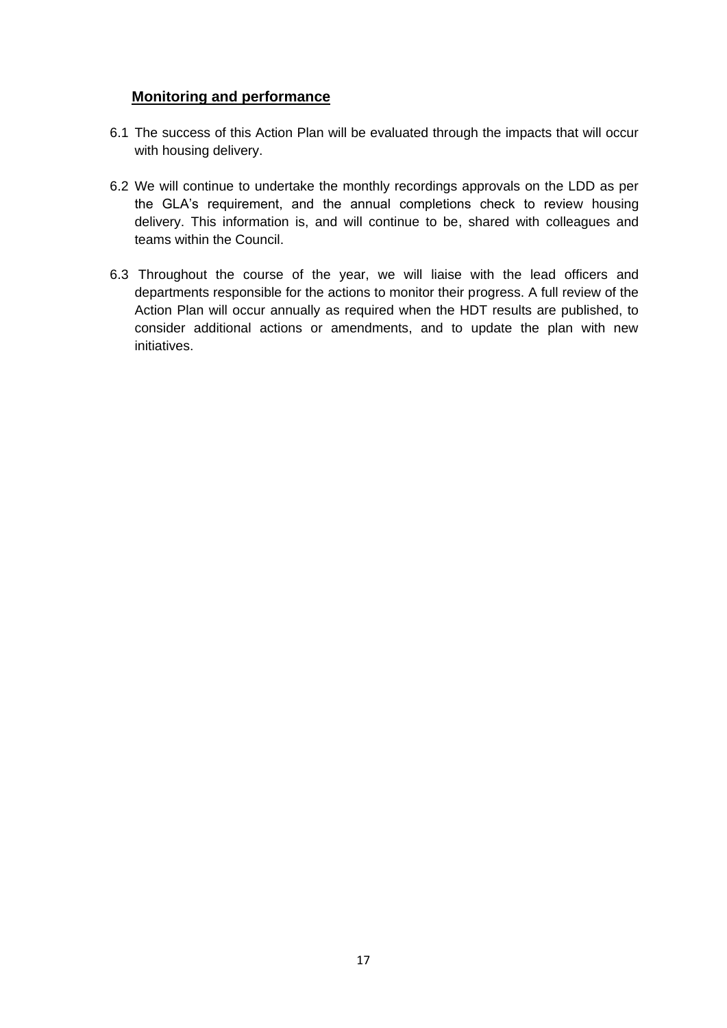## Monitoring and performance

6.1 The success of this Action Plan will be evaluated through the impacts that will occur with housing delivery.

6.2 We will continue to undertake the monthly recordings approvals on the LDD as per the GLA's requirement, and the annual completions check to review housing delivery. This information is, and will continue to be, shared with colleagues and teams within the Council.

6.3 Throughout the course of the year, we will liaise with the lead officers and departments responsible for the actions to monitor their progress. A full review of the Action Plan will occur annually as required when the HDT results are published, to consider additional actions or amendments, and to update the plan with new initiatives.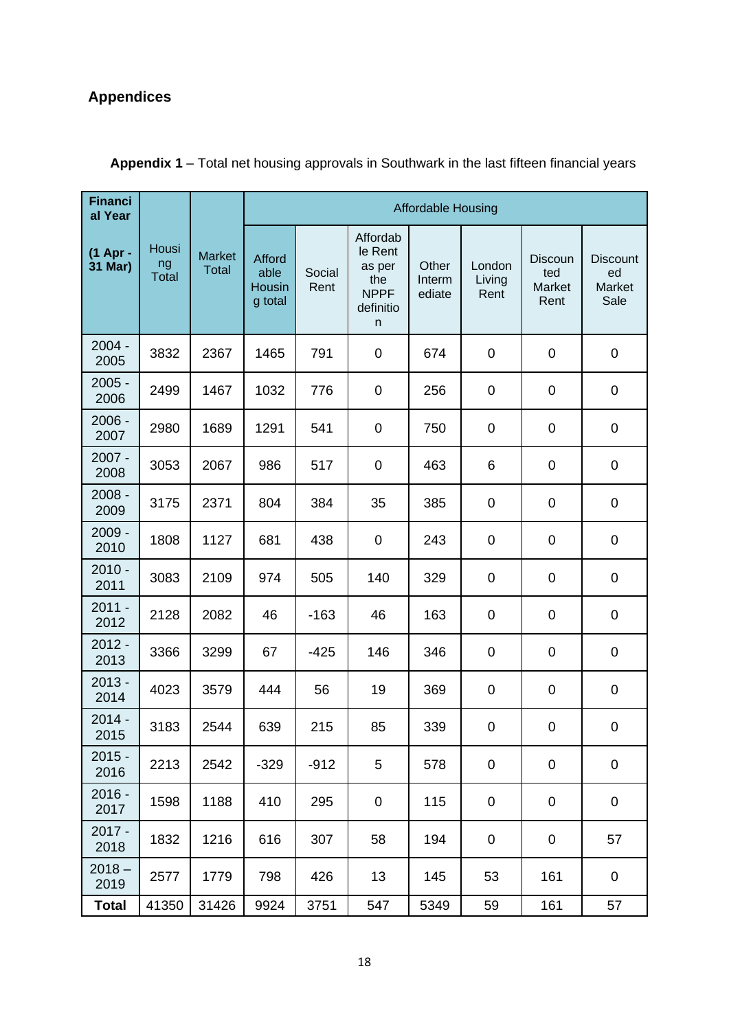## Appendices

**Appendix 1** – Total net housing approvals in Southwark in the last fifteen financial years

| Financial Year (1 Apr - 31 Mar) | Housing Total | Market Total | Affordable Housing | | | | | | |
|---|---|---|---|---|---|---|---|---|---|
| | | | Affordable Housing total | Social Rent | Affordable Rent as per the NPPF definition | Other Intermediate | London Living Rent | Discounted Market Rent | Discounted Market Sale |
| 2004 - 2005 | 3832 | 2367 | 1465 | 791 | 0 | 674 | 0 | 0 | 0 |
| 2005 - 2006 | 2499 | 1467 | 1032 | 776 | 0 | 256 | 0 | 0 | 0 |
| 2006 - 2007 | 2980 | 1689 | 1291 | 541 | 0 | 750 | 0 | 0 | 0 |
| 2007 - 2008 | 3053 | 2067 | 986 | 517 | 0 | 463 | 6 | 0 | 0 |
| 2008 - 2009 | 3175 | 2371 | 804 | 384 | 35 | 385 | 0 | 0 | 0 |
| 2009 - 2010 | 1808 | 1127 | 681 | 438 | 0 | 243 | 0 | 0 | 0 |
| 2010 - 2011 | 3083 | 2109 | 974 | 505 | 140 | 329 | 0 | 0 | 0 |
| 2011 - 2012 | 2128 | 2082 | 46 | -163 | 46 | 163 | 0 | 0 | 0 |
| 2012 - 2013 | 3366 | 3299 | 67 | -425 | 146 | 346 | 0 | 0 | 0 |
| 2013 - 2014 | 4023 | 3579 | 444 | 56 | 19 | 369 | 0 | 0 | 0 |
| 2014 - 2015 | 3183 | 2544 | 639 | 215 | 85 | 339 | 0 | 0 | 0 |
| 2015 - 2016 | 2213 | 2542 | -329 | -912 | 5 | 578 | 0 | 0 | 0 |
| 2016 - 2017 | 1598 | 1188 | 410 | 295 | 0 | 115 | 0 | 0 | 0 |
| 2017 - 2018 | 1832 | 1216 | 616 | 307 | 58 | 194 | 0 | 0 | 57 |
| 2018 – 2019 | 2577 | 1779 | 798 | 426 | 13 | 145 | 53 | 161 | 0 |
| **Total** | 41350 | 31426 | 9924 | 3751 | 547 | 5349 | 59 | 161 | 57 |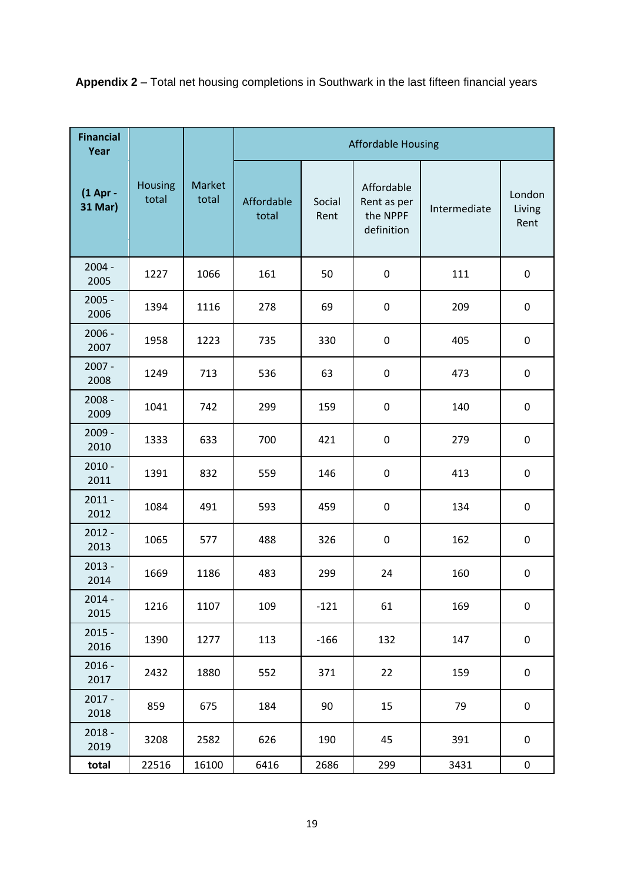**Appendix 2** – Total net housing completions in Southwark in the last fifteen financial years

| Financial Year (1 Apr - 31 Mar) | Housing total | Market total | Affordable Housing | | | | |
|---|---|---|---|---|---|---|---|
| | | | Affordable total | Social Rent | Affordable Rent as per the NPPF definition | Intermediate | London Living Rent |
| 2004 - 2005 | 1227 | 1066 | 161 | 50 | 0 | 111 | 0 |
| 2005 - 2006 | 1394 | 1116 | 278 | 69 | 0 | 209 | 0 |
| 2006 - 2007 | 1958 | 1223 | 735 | 330 | 0 | 405 | 0 |
| 2007 - 2008 | 1249 | 713 | 536 | 63 | 0 | 473 | 0 |
| 2008 - 2009 | 1041 | 742 | 299 | 159 | 0 | 140 | 0 |
| 2009 - 2010 | 1333 | 633 | 700 | 421 | 0 | 279 | 0 |
| 2010 - 2011 | 1391 | 832 | 559 | 146 | 0 | 413 | 0 |
| 2011 - 2012 | 1084 | 491 | 593 | 459 | 0 | 134 | 0 |
| 2012 - 2013 | 1065 | 577 | 488 | 326 | 0 | 162 | 0 |
| 2013 - 2014 | 1669 | 1186 | 483 | 299 | 24 | 160 | 0 |
| 2014 - 2015 | 1216 | 1107 | 109 | -121 | 61 | 169 | 0 |
| 2015 - 2016 | 1390 | 1277 | 113 | -166 | 132 | 147 | 0 |
| 2016 - 2017 | 2432 | 1880 | 552 | 371 | 22 | 159 | 0 |
| 2017 - 2018 | 859 | 675 | 184 | 90 | 15 | 79 | 0 |
| 2018 - 2019 | 3208 | 2582 | 626 | 190 | 45 | 391 | 0 |
| total | 22516 | 16100 | 6416 | 2686 | 299 | 3431 | 0 |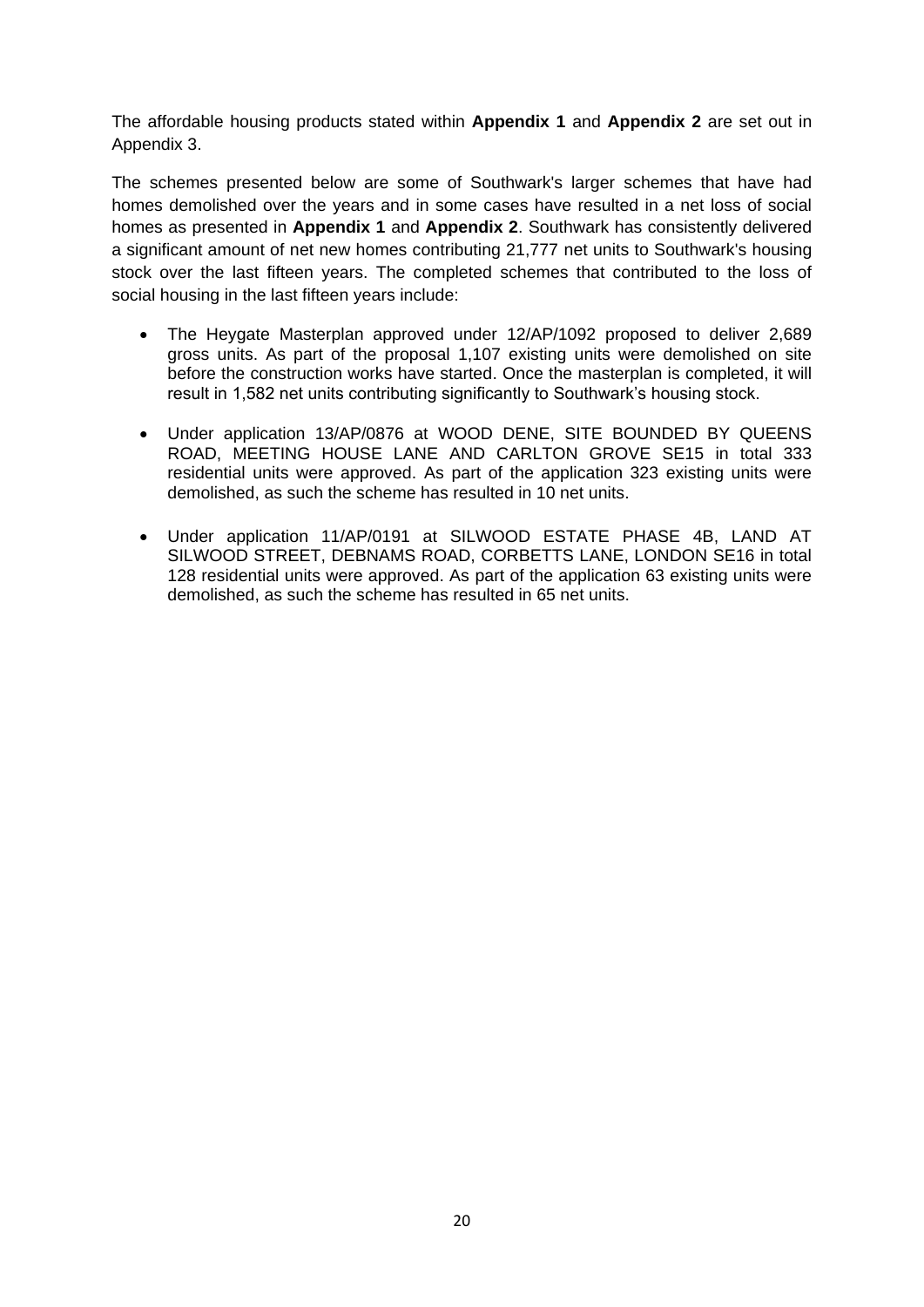The affordable housing products stated within **Appendix 1** and **Appendix 2** are set out in Appendix 3.

The schemes presented below are some of Southwark's larger schemes that have had homes demolished over the years and in some cases have resulted in a net loss of social homes as presented in **Appendix 1** and **Appendix 2**. Southwark has consistently delivered a significant amount of net new homes contributing 21,777 net units to Southwark's housing stock over the last fifteen years. The completed schemes that contributed to the loss of social housing in the last fifteen years include:

- The Heygate Masterplan approved under 12/AP/1092 proposed to deliver 2,689 gross units. As part of the proposal 1,107 existing units were demolished on site before the construction works have started. Once the masterplan is completed, it will result in 1,582 net units contributing significantly to Southwark's housing stock.

- Under application 13/AP/0876 at WOOD DENE, SITE BOUNDED BY QUEENS ROAD, MEETING HOUSE LANE AND CARLTON GROVE SE15 in total 333 residential units were approved. As part of the application 323 existing units were demolished, as such the scheme has resulted in 10 net units.

- Under application 11/AP/0191 at SILWOOD ESTATE PHASE 4B, LAND AT SILWOOD STREET, DEBNAMS ROAD, CORBETTS LANE, LONDON SE16 in total 128 residential units were approved. As part of the application 63 existing units were demolished, as such the scheme has resulted in 65 net units.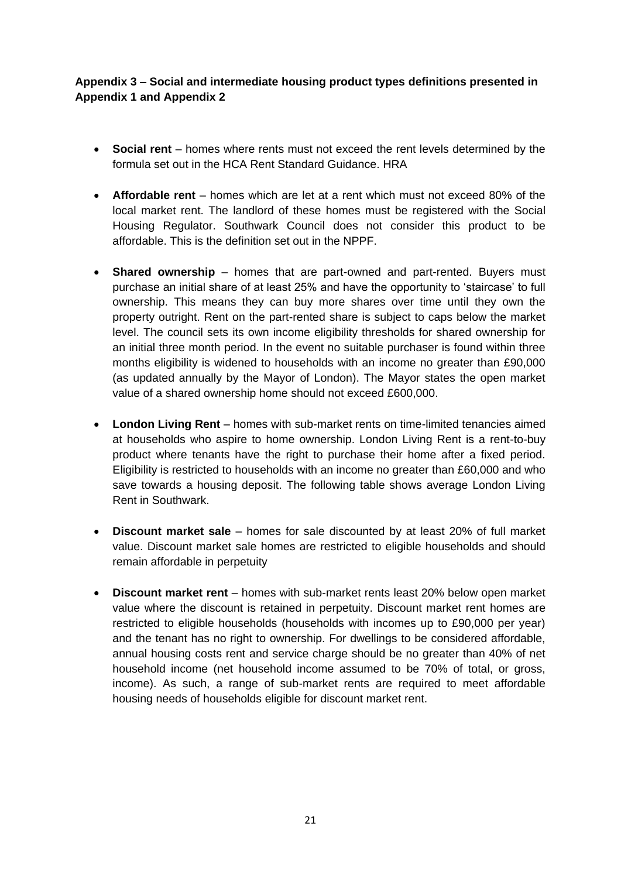**Appendix 3 – Social and intermediate housing product types definitions presented in Appendix 1 and Appendix 2**

- **Social rent** – homes where rents must not exceed the rent levels determined by the formula set out in the HCA Rent Standard Guidance. HRA

- **Affordable rent** – homes which are let at a rent which must not exceed 80% of the local market rent. The landlord of these homes must be registered with the Social Housing Regulator. Southwark Council does not consider this product to be affordable. This is the definition set out in the NPPF.

- **Shared ownership** – homes that are part-owned and part-rented. Buyers must purchase an initial share of at least 25% and have the opportunity to 'staircase' to full ownership. This means they can buy more shares over time until they own the property outright. Rent on the part-rented share is subject to caps below the market level. The council sets its own income eligibility thresholds for shared ownership for an initial three month period. In the event no suitable purchaser is found within three months eligibility is widened to households with an income no greater than £90,000 (as updated annually by the Mayor of London). The Mayor states the open market value of a shared ownership home should not exceed £600,000.

- **London Living Rent** – homes with sub-market rents on time-limited tenancies aimed at households who aspire to home ownership. London Living Rent is a rent-to-buy product where tenants have the right to purchase their home after a fixed period. Eligibility is restricted to households with an income no greater than £60,000 and who save towards a housing deposit. The following table shows average London Living Rent in Southwark.

- **Discount market sale** – homes for sale discounted by at least 20% of full market value. Discount market sale homes are restricted to eligible households and should remain affordable in perpetuity

- **Discount market rent** – homes with sub-market rents least 20% below open market value where the discount is retained in perpetuity. Discount market rent homes are restricted to eligible households (households with incomes up to £90,000 per year) and the tenant has no right to ownership. For dwellings to be considered affordable, annual housing costs rent and service charge should be no greater than 40% of net household income (net household income assumed to be 70% of total, or gross, income). As such, a range of sub-market rents are required to meet affordable housing needs of households eligible for discount market rent.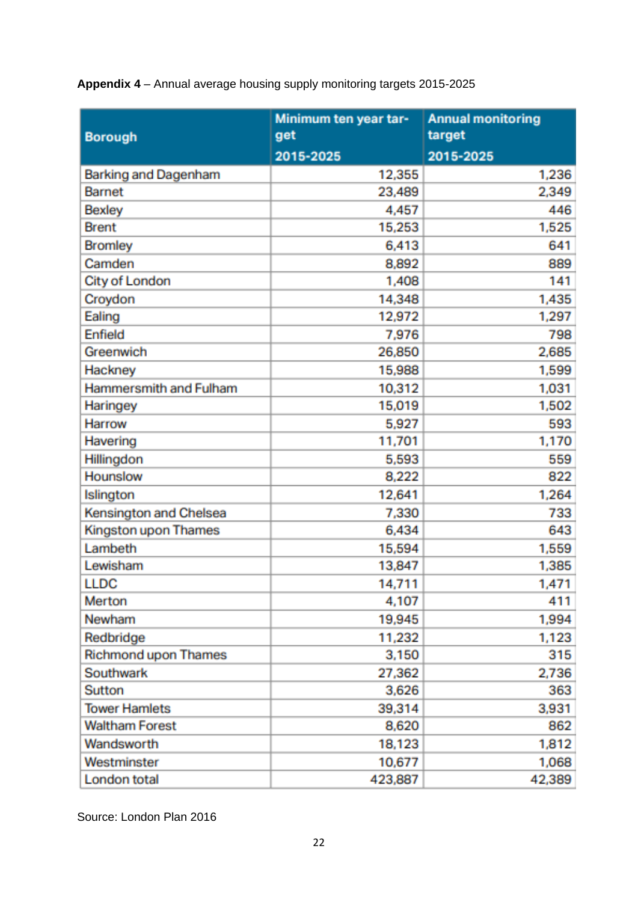**Appendix 4** – Annual average housing supply monitoring targets 2015-2025

| Borough | Minimum ten year target 2015-2025 | Annual monitoring target 2015-2025 |
|---|---|---|
| Barking and Dagenham | 12,355 | 1,236 |
| Barnet | 23,489 | 2,349 |
| Bexley | 4,457 | 446 |
| Brent | 15,253 | 1,525 |
| Bromley | 6,413 | 641 |
| Camden | 8,892 | 889 |
| City of London | 1,408 | 141 |
| Croydon | 14,348 | 1,435 |
| Ealing | 12,972 | 1,297 |
| Enfield | 7,976 | 798 |
| Greenwich | 26,850 | 2,685 |
| Hackney | 15,988 | 1,599 |
| Hammersmith and Fulham | 10,312 | 1,031 |
| Haringey | 15,019 | 1,502 |
| Harrow | 5,927 | 593 |
| Havering | 11,701 | 1,170 |
| Hillingdon | 5,593 | 559 |
| Hounslow | 8,222 | 822 |
| Islington | 12,641 | 1,264 |
| Kensington and Chelsea | 7,330 | 733 |
| Kingston upon Thames | 6,434 | 643 |
| Lambeth | 15,594 | 1,559 |
| Lewisham | 13,847 | 1,385 |
| LLDC | 14,711 | 1,471 |
| Merton | 4,107 | 411 |
| Newham | 19,945 | 1,994 |
| Redbridge | 11,232 | 1,123 |
| Richmond upon Thames | 3,150 | 315 |
| Southwark | 27,362 | 2,736 |
| Sutton | 3,626 | 363 |
| Tower Hamlets | 39,314 | 3,931 |
| Waltham Forest | 8,620 | 862 |
| Wandsworth | 18,123 | 1,812 |
| Westminster | 10,677 | 1,068 |
| London total | 423,887 | 42,389 |

Source: London Plan 2016